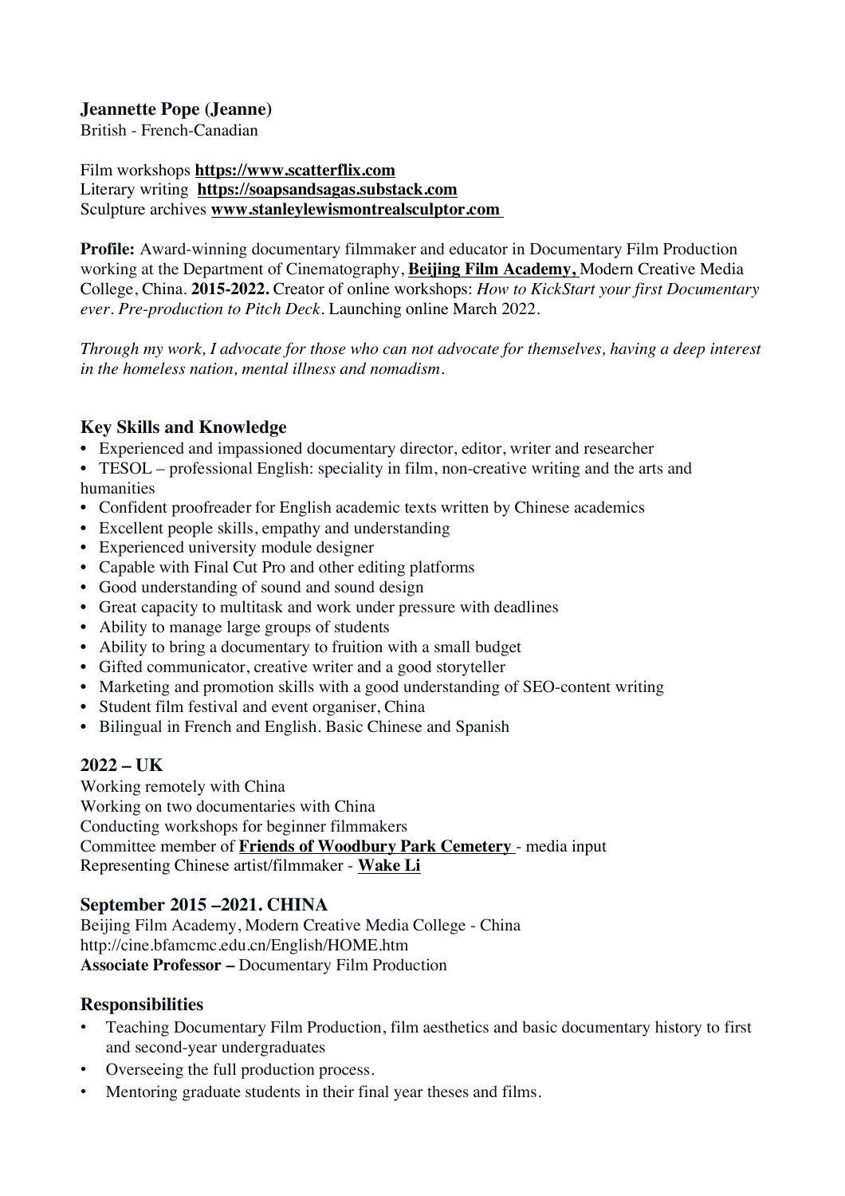**Jeannette Pope (Jeanne)**
British - French-Canadian

Film workshops **https://www.scatterflix.com**
Literary writing **https://soapsandsagas.substack.com**
Sculpture archives **www.stanleylewismontrealsculptor.com**

**Profile:** Award-winning documentary filmmaker and educator in Documentary Film Production working at the Department of Cinematography, **Beijing Film Academy,** Modern Creative Media College, China. **2015-2022.** Creator of online workshops: *How to KickStart your first Documentary ever. Pre-production to Pitch Deck.* Launching online March 2022.

*Through my work, I advocate for those who can not advocate for themselves, having a deep interest in the homeless nation, mental illness and nomadism.*

## Key Skills and Knowledge

- Experienced and impassioned documentary director, editor, writer and researcher
- TESOL – professional English: speciality in film, non-creative writing and the arts and humanities
- Confident proofreader for English academic texts written by Chinese academics
- Excellent people skills, empathy and understanding
- Experienced university module designer
- Capable with Final Cut Pro and other editing platforms
- Good understanding of sound and sound design
- Great capacity to multitask and work under pressure with deadlines
- Ability to manage large groups of students
- Ability to bring a documentary to fruition with a small budget
- Gifted communicator, creative writer and a good storyteller
- Marketing and promotion skills with a good understanding of SEO-content writing
- Student film festival and event organiser, China
- Bilingual in French and English. Basic Chinese and Spanish

## 2022 – UK

Working remotely with China
Working on two documentaries with China
Conducting workshops for beginner filmmakers
Committee member of **Friends of Woodbury Park Cemetery** - media input
Representing Chinese artist/filmmaker - **Wake Li**

## September 2015 –2021. CHINA

Beijing Film Academy, Modern Creative Media College - China
http://cine.bfamcmc.edu.cn/English/HOME.htm
**Associate Professor –** Documentary Film Production

## Responsibilities

- Teaching Documentary Film Production, film aesthetics and basic documentary history to first and second-year undergraduates
- Overseeing the full production process.
- Mentoring graduate students in their final year theses and films.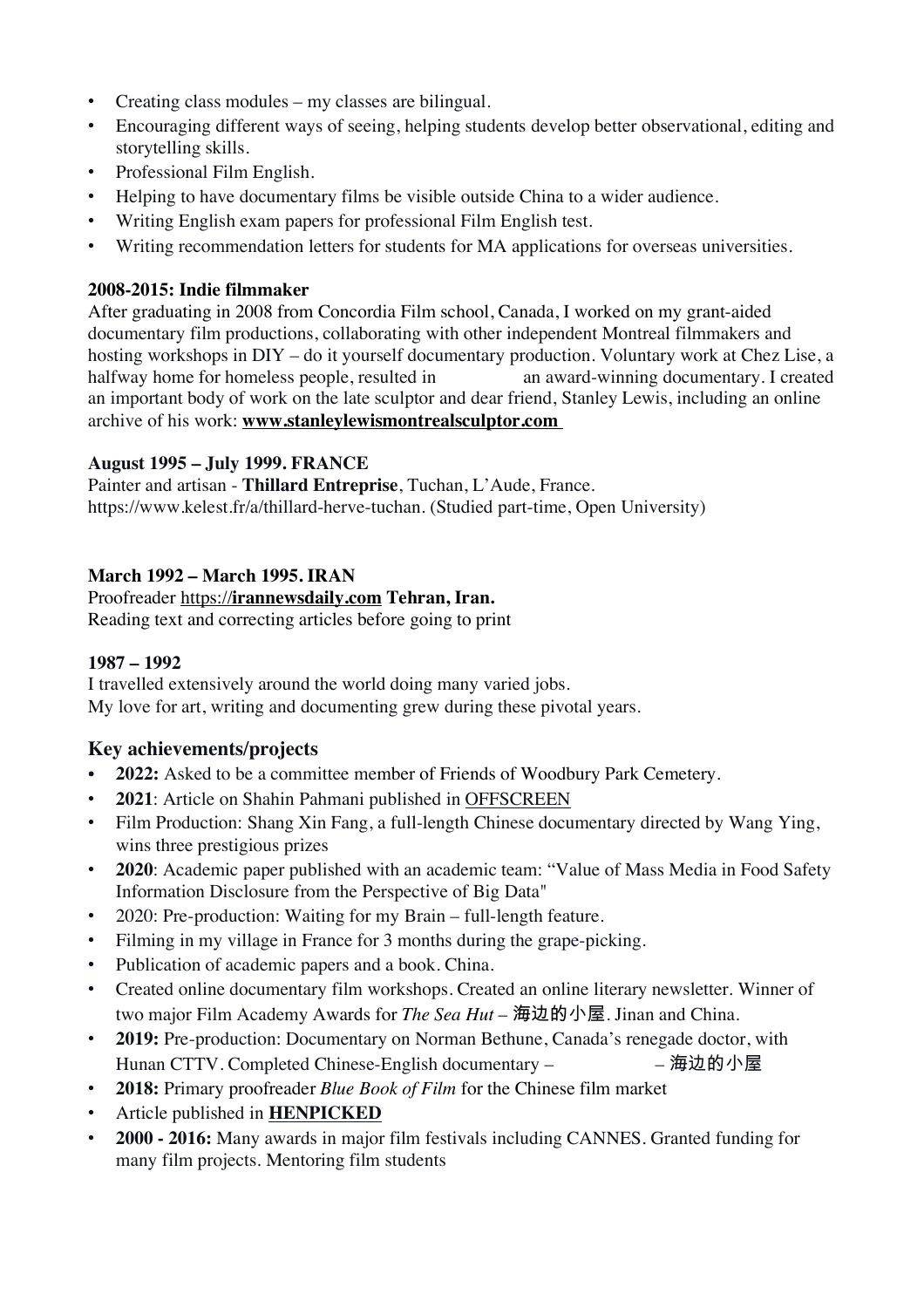- Creating class modules – my classes are bilingual.
- Encouraging different ways of seeing, helping students develop better observational, editing and storytelling skills.
- Professional Film English.
- Helping to have documentary films be visible outside China to a wider audience.
- Writing English exam papers for professional Film English test.
- Writing recommendation letters for students for MA applications for overseas universities.

**2008-2015: Indie filmmaker**

After graduating in 2008 from Concordia Film school, Canada, I worked on my grant-aided documentary film productions, collaborating with other independent Montreal filmmakers and hosting workshops in DIY – do it yourself documentary production. Voluntary work at Chez Lise, a halfway home for homeless people, resulted in an award-winning documentary. I created an important body of work on the late sculptor and dear friend, Stanley Lewis, including an online archive of his work: **www.stanleylewismontrealsculptor.com**

**August 1995 – July 1999. FRANCE**

Painter and artisan - **Thillard Entreprise**, Tuchan, L'Aude, France. https://www.kelest.fr/a/thillard-herve-tuchan. (Studied part-time, Open University)

**March 1992 – March 1995. IRAN**

Proofreader https://**irannewsdaily.com** **Tehran, Iran.**
Reading text and correcting articles before going to print

**1987 – 1992**

I travelled extensively around the world doing many varied jobs.
My love for art, writing and documenting grew during these pivotal years.

## Key achievements/projects

- **2022:** Asked to be a committee member of Friends of Woodbury Park Cemetery.
- **2021**: Article on Shahin Pahmani published in OFFSCREEN
- Film Production: Shang Xin Fang, a full-length Chinese documentary directed by Wang Ying, wins three prestigious prizes
- **2020**: Academic paper published with an academic team: "Value of Mass Media in Food Safety Information Disclosure from the Perspective of Big Data"
- 2020: Pre-production: Waiting for my Brain – full-length feature.
- Filming in my village in France for 3 months during the grape-picking.
- Publication of academic papers and a book. China.
- Created online documentary film workshops. Created an online literary newsletter. Winner of two major Film Academy Awards for *The Sea Hut* – 海边的小屋. Jinan and China.
- **2019:** Pre-production: Documentary on Norman Bethune, Canada's renegade doctor, with Hunan CTTV. Completed Chinese-English documentary – – 海边的小屋
- **2018:** Primary proofreader *Blue Book of Film* for the Chinese film market
- Article published in **HENPICKED**
- **2000 - 2016:** Many awards in major film festivals including CANNES. Granted funding for many film projects. Mentoring film students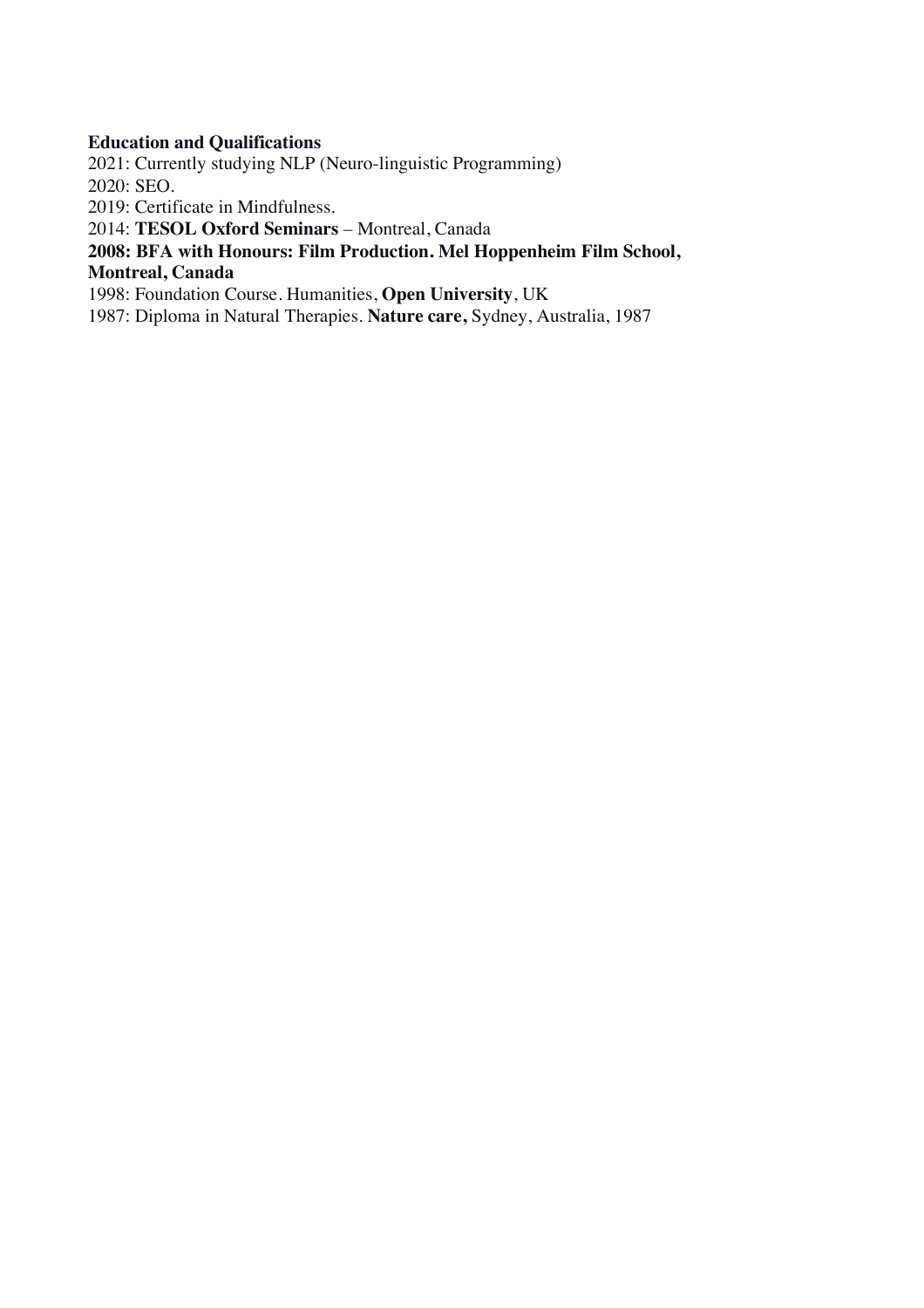**Education and Qualifications**

2021: Currently studying NLP (Neuro-linguistic Programming)

2020: SEO.

2019: Certificate in Mindfulness.

2014: **TESOL Oxford Seminars** – Montreal, Canada

**2008: BFA with Honours: Film Production. Mel Hoppenheim Film School, Montreal, Canada**

1998: Foundation Course. Humanities, **Open University**, UK

1987: Diploma in Natural Therapies. **Nature care,** Sydney, Australia, 1987